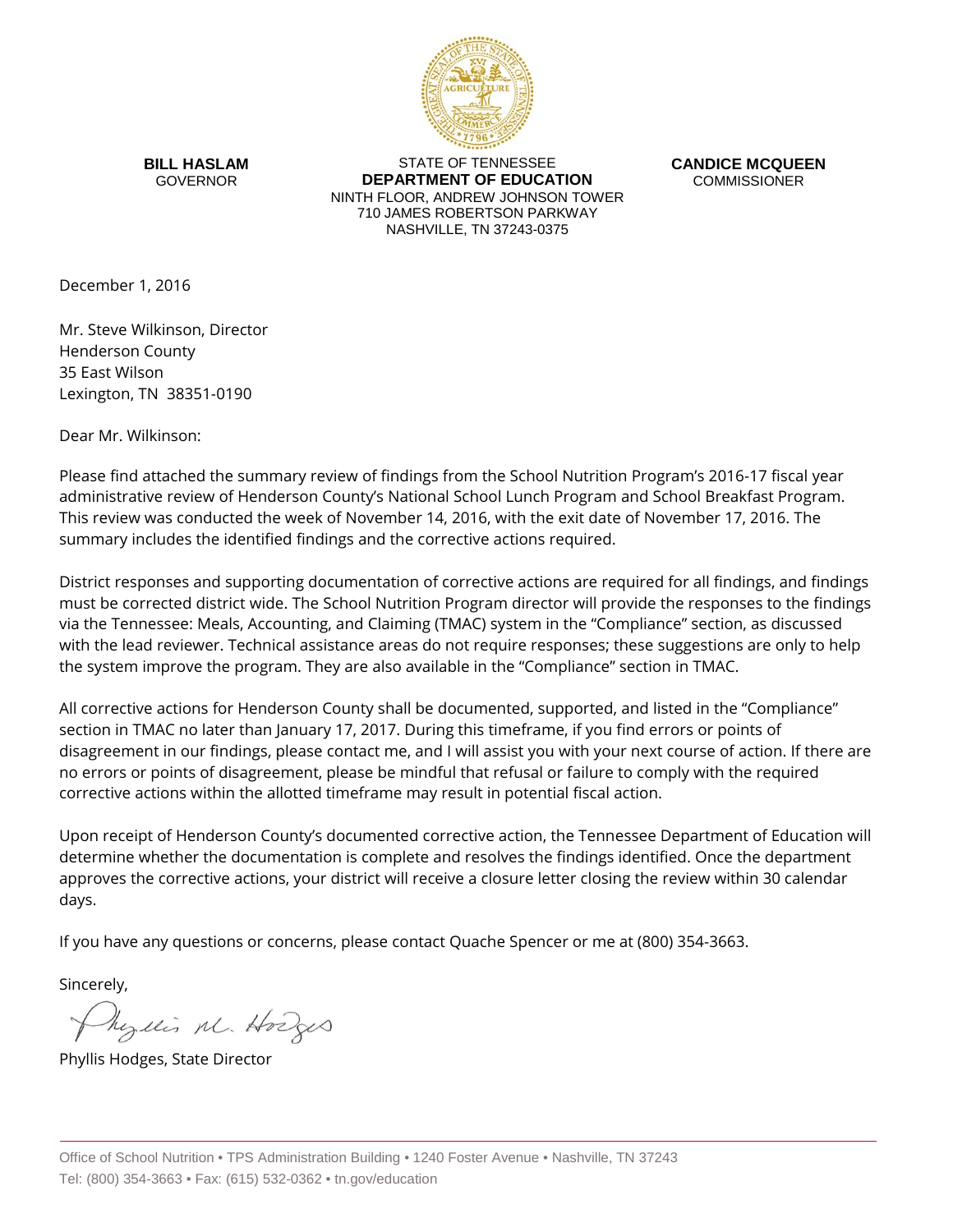**BILL HASLAM**
GOVERNOR

STATE OF TENNESSEE
**DEPARTMENT OF EDUCATION**
NINTH FLOOR, ANDREW JOHNSON TOWER
710 JAMES ROBERTSON PARKWAY
NASHVILLE, TN 37243-0375

**CANDICE MCQUEEN**
COMMISSIONER

December 1, 2016

Mr. Steve Wilkinson, Director
Henderson County
35 East Wilson
Lexington, TN 38351-0190

Dear Mr. Wilkinson:

Please find attached the summary review of findings from the School Nutrition Program's 2016-17 fiscal year administrative review of Henderson County's National School Lunch Program and School Breakfast Program. This review was conducted the week of November 14, 2016, with the exit date of November 17, 2016. The summary includes the identified findings and the corrective actions required.

District responses and supporting documentation of corrective actions are required for all findings, and findings must be corrected district wide. The School Nutrition Program director will provide the responses to the findings via the Tennessee: Meals, Accounting, and Claiming (TMAC) system in the "Compliance" section, as discussed with the lead reviewer. Technical assistance areas do not require responses; these suggestions are only to help the system improve the program. They are also available in the "Compliance" section in TMAC.

All corrective actions for Henderson County shall be documented, supported, and listed in the "Compliance" section in TMAC no later than January 17, 2017. During this timeframe, if you find errors or points of disagreement in our findings, please contact me, and I will assist you with your next course of action. If there are no errors or points of disagreement, please be mindful that refusal or failure to comply with the required corrective actions within the allotted timeframe may result in potential fiscal action.

Upon receipt of Henderson County's documented corrective action, the Tennessee Department of Education will determine whether the documentation is complete and resolves the findings identified. Once the department approves the corrective actions, your district will receive a closure letter closing the review within 30 calendar days.

If you have any questions or concerns, please contact Quache Spencer or me at (800) 354-3663.

Sincerely,

Phyllis M. Hodges

Phyllis Hodges, State Director

Office of School Nutrition • TPS Administration Building • 1240 Foster Avenue • Nashville, TN 37243
Tel: (800) 354-3663 • Fax: (615) 532-0362 • tn.gov/education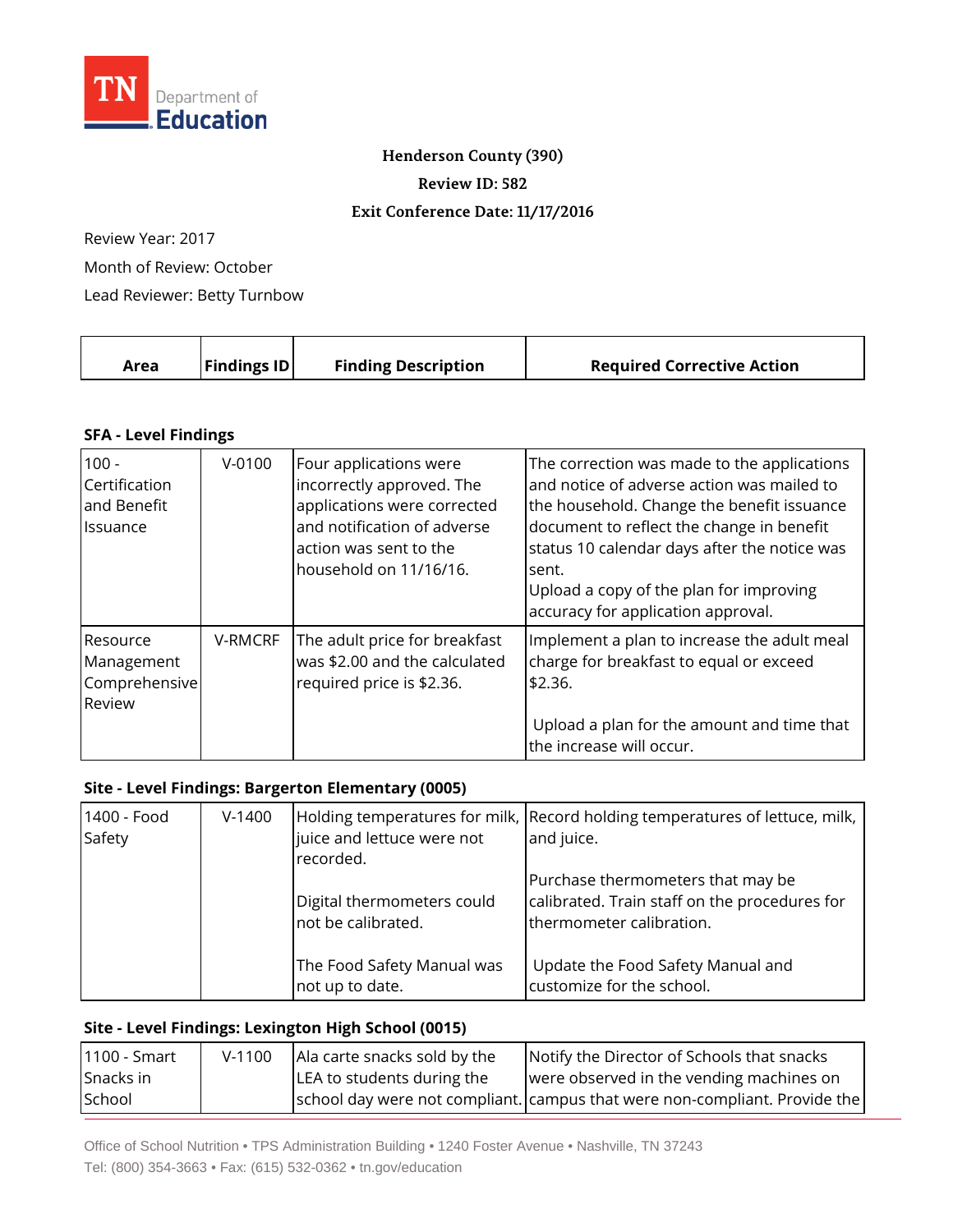TN Department of Education

**Henderson County (390)**

**Review ID: 582**

**Exit Conference Date: 11/17/2016**

Review Year: 2017

Month of Review: October

Lead Reviewer: Betty Turnbow

| Area | Findings ID | Finding Description | Required Corrective Action |
|---|---|---|---|

### SFA - Level Findings

| Area | Findings ID | Finding Description | Required Corrective Action |
|---|---|---|---|
| 100 - Certification and Benefit Issuance | V-0100 | Four applications were incorrectly approved. The applications were corrected and notification of adverse action was sent to the household on 11/16/16. | The correction was made to the applications and notice of adverse action was mailed to the household. Change the benefit issuance document to reflect the change in benefit status 10 calendar days after the notice was sent. Upload a copy of the plan for improving accuracy for application approval. |
| Resource Management Comprehensive Review | V-RMCRF | The adult price for breakfast was $2.00 and the calculated required price is $2.36. | Implement a plan to increase the adult meal charge for breakfast to equal or exceed $2.36. Upload a plan for the amount and time that the increase will occur. |

### Site - Level Findings: Bargerton Elementary (0005)

| Area | Findings ID | Finding Description | Required Corrective Action |
|---|---|---|---|
| 1400 - Food Safety | V-1400 | Holding temperatures for milk, juice and lettuce were not recorded. Digital thermometers could not be calibrated. The Food Safety Manual was not up to date. | Record holding temperatures of lettuce, milk, and juice. Purchase thermometers that may be calibrated. Train staff on the procedures for thermometer calibration. Update the Food Safety Manual and customize for the school. |

### Site - Level Findings: Lexington High School (0015)

| Area | Findings ID | Finding Description | Required Corrective Action |
|---|---|---|---|
| 1100 - Smart Snacks in School | V-1100 | Ala carte snacks sold by the LEA to students during the school day were not compliant. | Notify the Director of Schools that snacks were observed in the vending machines on campus that were non-compliant. Provide the |

Office of School Nutrition • TPS Administration Building • 1240 Foster Avenue • Nashville, TN 37243
Tel: (800) 354-3663 • Fax: (615) 532-0362 • tn.gov/education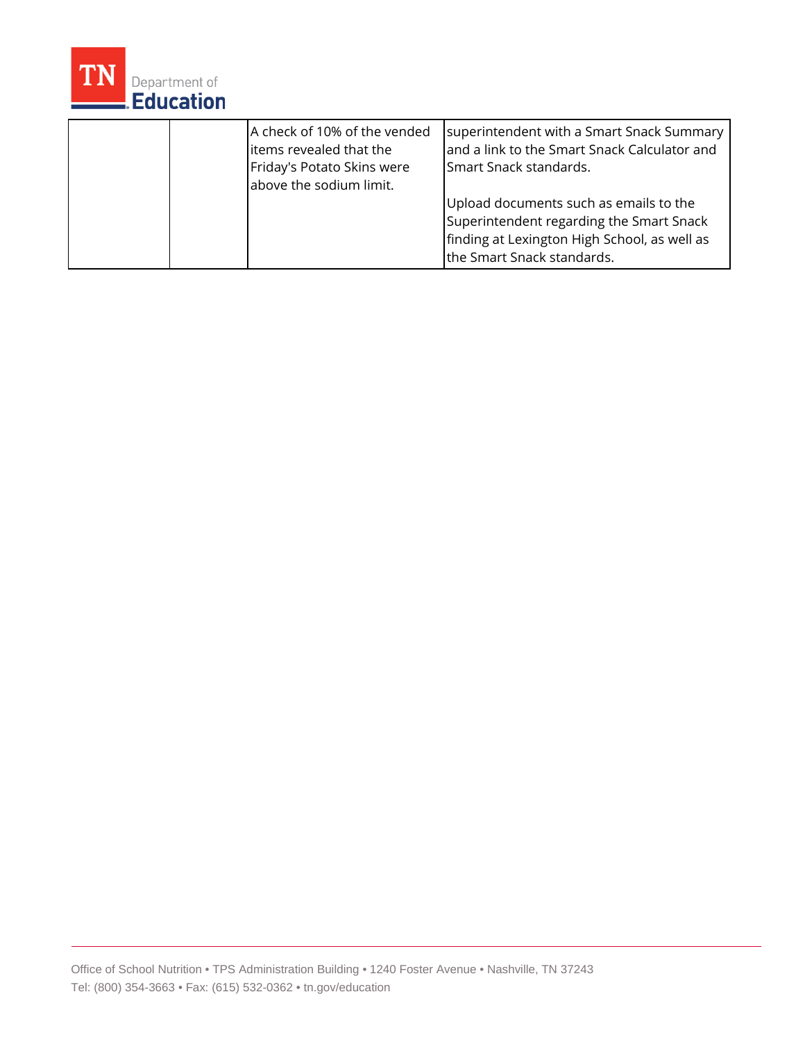| | | | |
|---|---|---|---|
| | | A check of 10% of the vended items revealed that the Friday's Potato Skins were above the sodium limit. | superintendent with a Smart Snack Summary and a link to the Smart Snack Calculator and Smart Snack standards.<br><br>Upload documents such as emails to the Superintendent regarding the Smart Snack finding at Lexington High School, as well as the Smart Snack standards. |